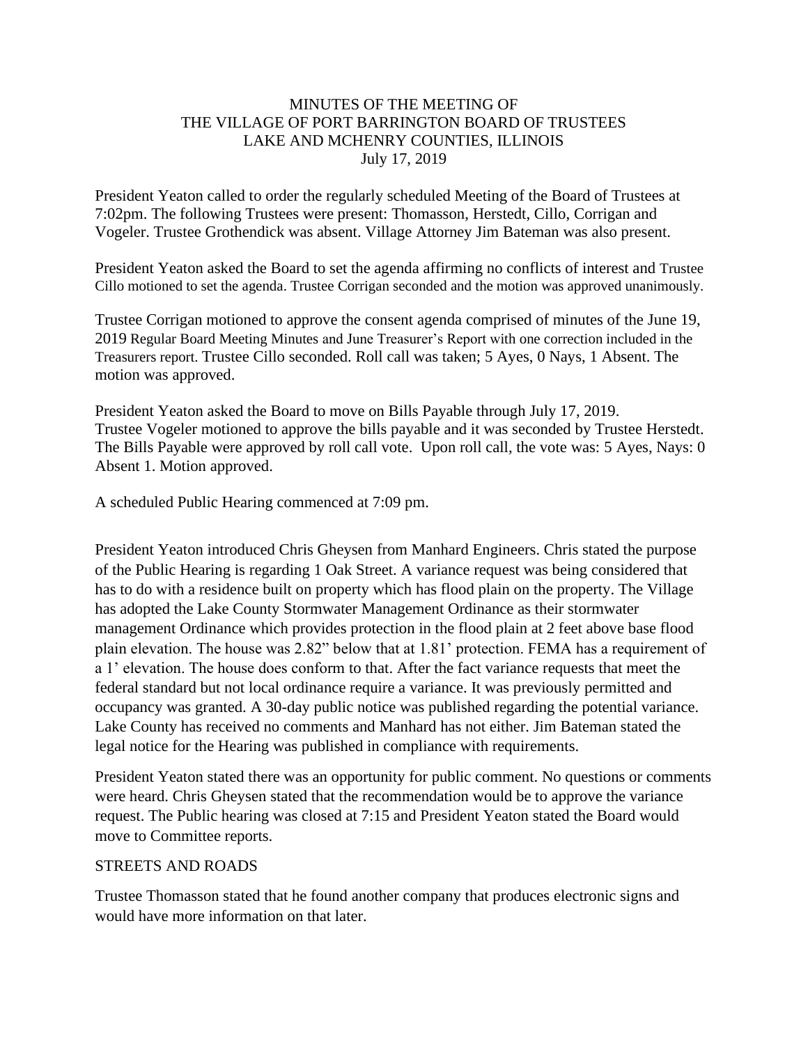MINUTES OF THE MEETING OF
THE VILLAGE OF PORT BARRINGTON BOARD OF TRUSTEES
LAKE AND MCHENRY COUNTIES, ILLINOIS
July 17, 2019

President Yeaton called to order the regularly scheduled Meeting of the Board of Trustees at 7:02pm. The following Trustees were present: Thomasson, Herstedt, Cillo, Corrigan and Vogeler. Trustee Grothendick was absent. Village Attorney Jim Bateman was also present.

President Yeaton asked the Board to set the agenda affirming no conflicts of interest and Trustee Cillo motioned to set the agenda. Trustee Corrigan seconded and the motion was approved unanimously.

Trustee Corrigan motioned to approve the consent agenda comprised of minutes of the June 19, 2019 Regular Board Meeting Minutes and June Treasurer's Report with one correction included in the Treasurers report. Trustee Cillo seconded. Roll call was taken; 5 Ayes, 0 Nays, 1 Absent. The motion was approved.

President Yeaton asked the Board to move on Bills Payable through July 17, 2019. Trustee Vogeler motioned to approve the bills payable and it was seconded by Trustee Herstedt. The Bills Payable were approved by roll call vote. Upon roll call, the vote was: 5 Ayes, Nays: 0 Absent 1. Motion approved.

A scheduled Public Hearing commenced at 7:09 pm.

President Yeaton introduced Chris Gheysen from Manhard Engineers. Chris stated the purpose of the Public Hearing is regarding 1 Oak Street. A variance request was being considered that has to do with a residence built on property which has flood plain on the property. The Village has adopted the Lake County Stormwater Management Ordinance as their stormwater management Ordinance which provides protection in the flood plain at 2 feet above base flood plain elevation. The house was 2.82" below that at 1.81' protection. FEMA has a requirement of a 1' elevation. The house does conform to that. After the fact variance requests that meet the federal standard but not local ordinance require a variance. It was previously permitted and occupancy was granted. A 30-day public notice was published regarding the potential variance. Lake County has received no comments and Manhard has not either. Jim Bateman stated the legal notice for the Hearing was published in compliance with requirements.

President Yeaton stated there was an opportunity for public comment. No questions or comments were heard. Chris Gheysen stated that the recommendation would be to approve the variance request. The Public hearing was closed at 7:15 and President Yeaton stated the Board would move to Committee reports.

STREETS AND ROADS

Trustee Thomasson stated that he found another company that produces electronic signs and would have more information on that later.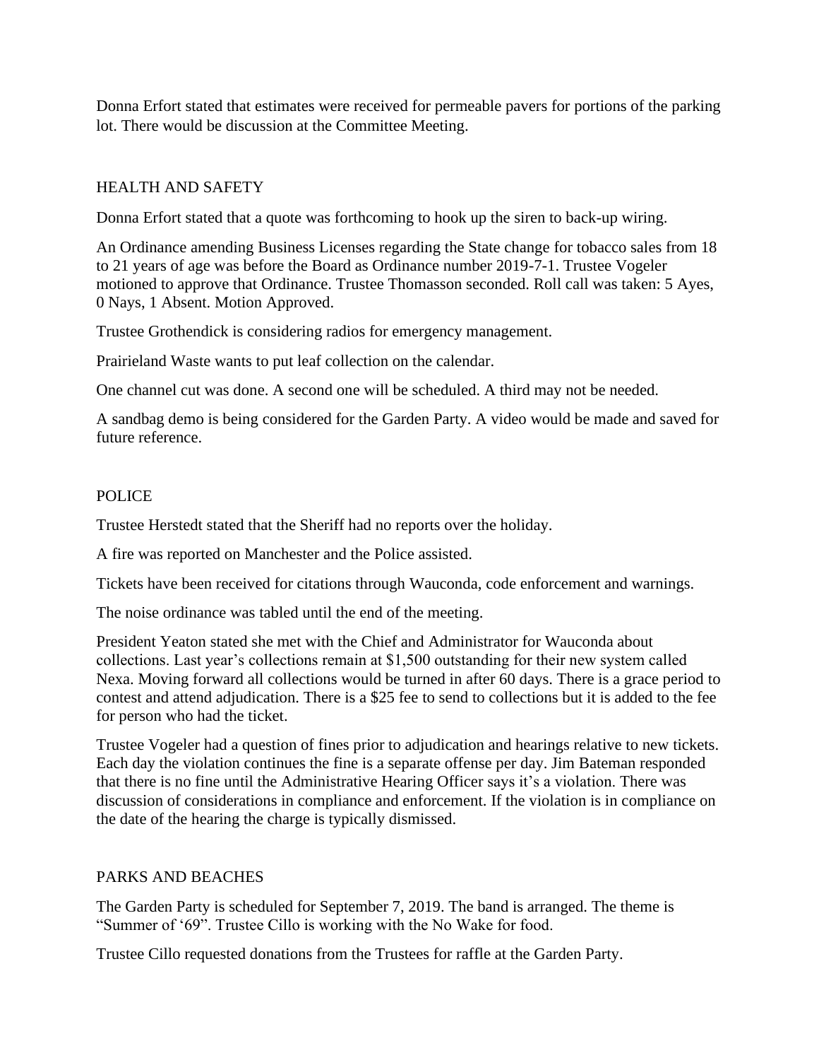Donna Erfort stated that estimates were received for permeable pavers for portions of the parking lot. There would be discussion at the Committee Meeting.

## HEALTH AND SAFETY

Donna Erfort stated that a quote was forthcoming to hook up the siren to back-up wiring.

An Ordinance amending Business Licenses regarding the State change for tobacco sales from 18 to 21 years of age was before the Board as Ordinance number 2019-7-1. Trustee Vogeler motioned to approve that Ordinance. Trustee Thomasson seconded. Roll call was taken: 5 Ayes, 0 Nays, 1 Absent. Motion Approved.

Trustee Grothendick is considering radios for emergency management.

Prairieland Waste wants to put leaf collection on the calendar.

One channel cut was done. A second one will be scheduled. A third may not be needed.

A sandbag demo is being considered for the Garden Party. A video would be made and saved for future reference.

## POLICE

Trustee Herstedt stated that the Sheriff had no reports over the holiday.

A fire was reported on Manchester and the Police assisted.

Tickets have been received for citations through Wauconda, code enforcement and warnings.

The noise ordinance was tabled until the end of the meeting.

President Yeaton stated she met with the Chief and Administrator for Wauconda about collections. Last year's collections remain at $1,500 outstanding for their new system called Nexa. Moving forward all collections would be turned in after 60 days. There is a grace period to contest and attend adjudication. There is a $25 fee to send to collections but it is added to the fee for person who had the ticket.

Trustee Vogeler had a question of fines prior to adjudication and hearings relative to new tickets. Each day the violation continues the fine is a separate offense per day. Jim Bateman responded that there is no fine until the Administrative Hearing Officer says it's a violation. There was discussion of considerations in compliance and enforcement. If the violation is in compliance on the date of the hearing the charge is typically dismissed.

## PARKS AND BEACHES

The Garden Party is scheduled for September 7, 2019. The band is arranged. The theme is "Summer of '69". Trustee Cillo is working with the No Wake for food.

Trustee Cillo requested donations from the Trustees for raffle at the Garden Party.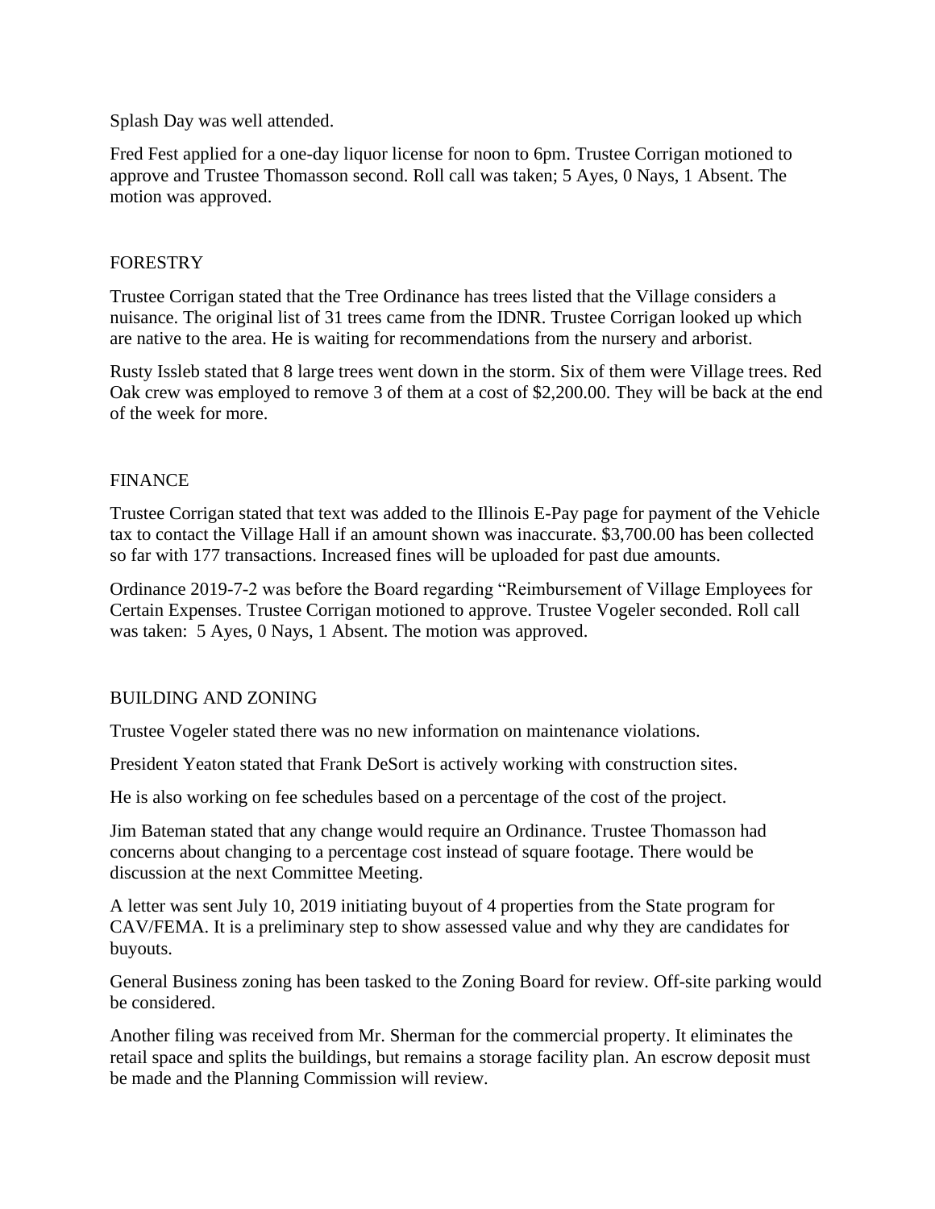Splash Day was well attended.

Fred Fest applied for a one-day liquor license for noon to 6pm. Trustee Corrigan motioned to approve and Trustee Thomasson second. Roll call was taken; 5 Ayes, 0 Nays, 1 Absent. The motion was approved.

## FORESTRY

Trustee Corrigan stated that the Tree Ordinance has trees listed that the Village considers a nuisance. The original list of 31 trees came from the IDNR. Trustee Corrigan looked up which are native to the area. He is waiting for recommendations from the nursery and arborist.

Rusty Issleb stated that 8 large trees went down in the storm. Six of them were Village trees. Red Oak crew was employed to remove 3 of them at a cost of $2,200.00. They will be back at the end of the week for more.

## FINANCE

Trustee Corrigan stated that text was added to the Illinois E-Pay page for payment of the Vehicle tax to contact the Village Hall if an amount shown was inaccurate. $3,700.00 has been collected so far with 177 transactions. Increased fines will be uploaded for past due amounts.

Ordinance 2019-7-2 was before the Board regarding "Reimbursement of Village Employees for Certain Expenses. Trustee Corrigan motioned to approve. Trustee Vogeler seconded. Roll call was taken: 5 Ayes, 0 Nays, 1 Absent. The motion was approved.

## BUILDING AND ZONING

Trustee Vogeler stated there was no new information on maintenance violations.

President Yeaton stated that Frank DeSort is actively working with construction sites.

He is also working on fee schedules based on a percentage of the cost of the project.

Jim Bateman stated that any change would require an Ordinance. Trustee Thomasson had concerns about changing to a percentage cost instead of square footage. There would be discussion at the next Committee Meeting.

A letter was sent July 10, 2019 initiating buyout of 4 properties from the State program for CAV/FEMA. It is a preliminary step to show assessed value and why they are candidates for buyouts.

General Business zoning has been tasked to the Zoning Board for review. Off-site parking would be considered.

Another filing was received from Mr. Sherman for the commercial property. It eliminates the retail space and splits the buildings, but remains a storage facility plan. An escrow deposit must be made and the Planning Commission will review.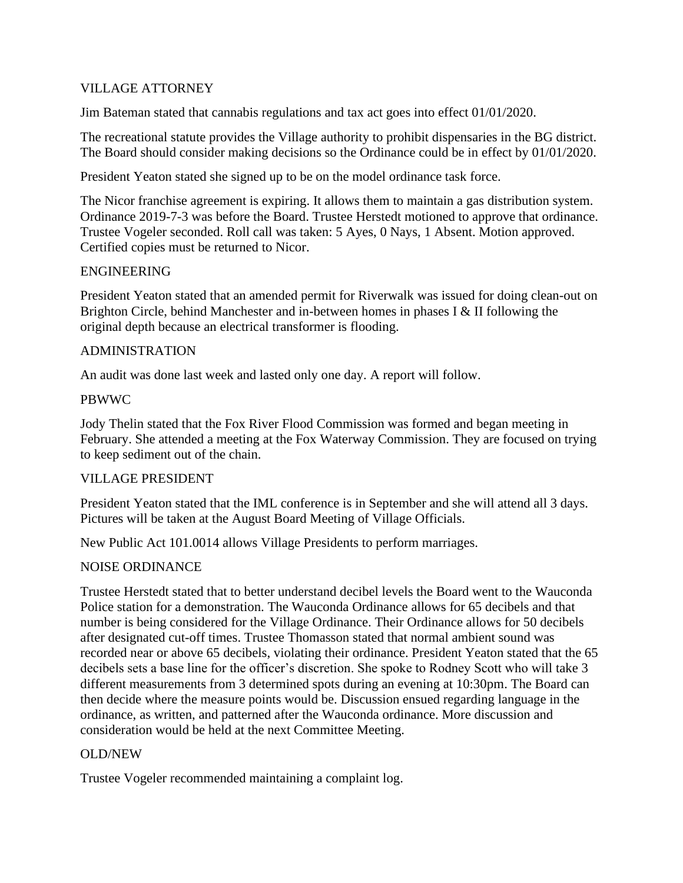## VILLAGE ATTORNEY

Jim Bateman stated that cannabis regulations and tax act goes into effect 01/01/2020.

The recreational statute provides the Village authority to prohibit dispensaries in the BG district. The Board should consider making decisions so the Ordinance could be in effect by 01/01/2020.

President Yeaton stated she signed up to be on the model ordinance task force.

The Nicor franchise agreement is expiring. It allows them to maintain a gas distribution system. Ordinance 2019-7-3 was before the Board. Trustee Herstedt motioned to approve that ordinance. Trustee Vogeler seconded. Roll call was taken: 5 Ayes, 0 Nays, 1 Absent. Motion approved. Certified copies must be returned to Nicor.

## ENGINEERING

President Yeaton stated that an amended permit for Riverwalk was issued for doing clean-out on Brighton Circle, behind Manchester and in-between homes in phases I & II following the original depth because an electrical transformer is flooding.

## ADMINISTRATION

An audit was done last week and lasted only one day. A report will follow.

## PBWWC

Jody Thelin stated that the Fox River Flood Commission was formed and began meeting in February. She attended a meeting at the Fox Waterway Commission. They are focused on trying to keep sediment out of the chain.

## VILLAGE PRESIDENT

President Yeaton stated that the IML conference is in September and she will attend all 3 days. Pictures will be taken at the August Board Meeting of Village Officials.

New Public Act 101.0014 allows Village Presidents to perform marriages.

## NOISE ORDINANCE

Trustee Herstedt stated that to better understand decibel levels the Board went to the Wauconda Police station for a demonstration. The Wauconda Ordinance allows for 65 decibels and that number is being considered for the Village Ordinance. Their Ordinance allows for 50 decibels after designated cut-off times. Trustee Thomasson stated that normal ambient sound was recorded near or above 65 decibels, violating their ordinance. President Yeaton stated that the 65 decibels sets a base line for the officer's discretion. She spoke to Rodney Scott who will take 3 different measurements from 3 determined spots during an evening at 10:30pm. The Board can then decide where the measure points would be. Discussion ensued regarding language in the ordinance, as written, and patterned after the Wauconda ordinance. More discussion and consideration would be held at the next Committee Meeting.

## OLD/NEW

Trustee Vogeler recommended maintaining a complaint log.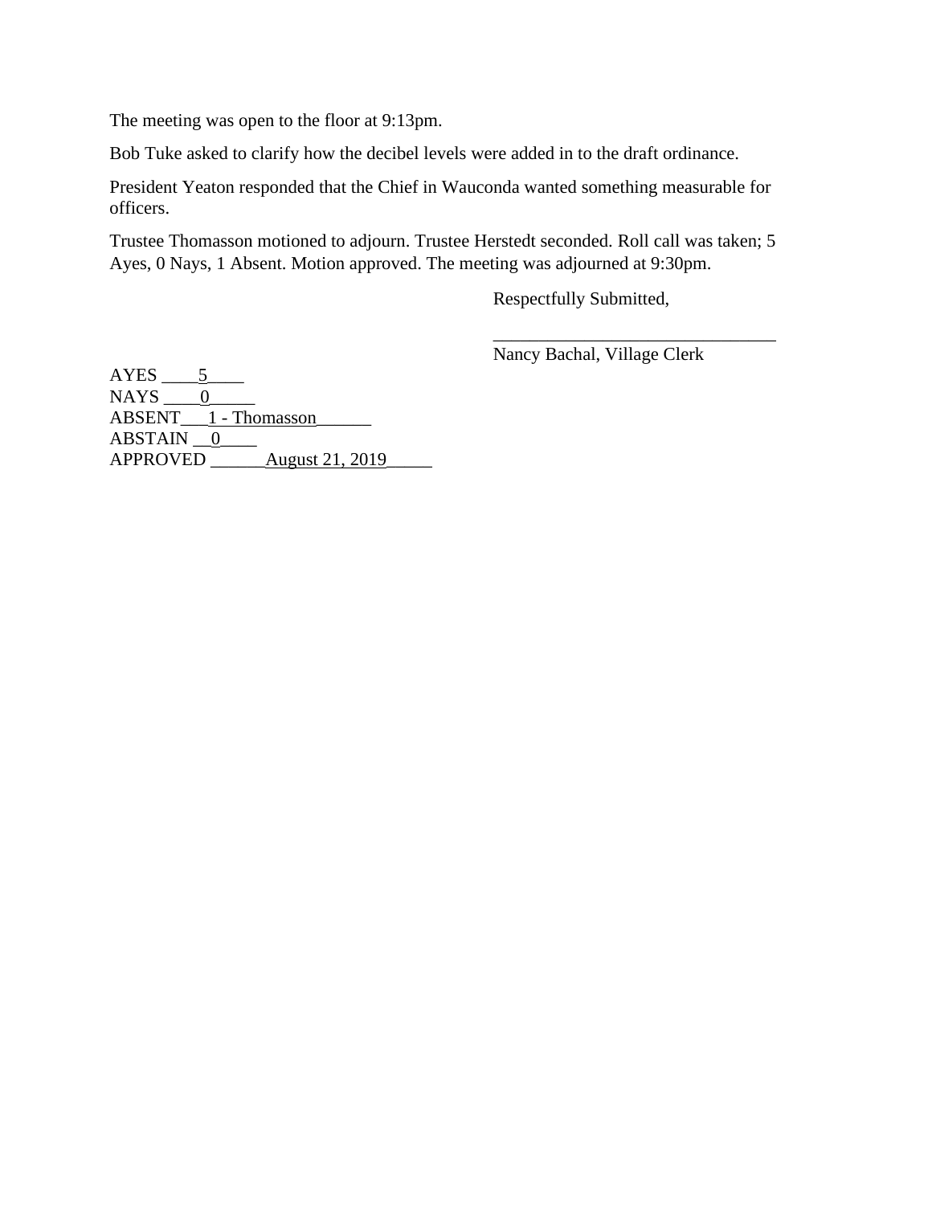The meeting was open to the floor at 9:13pm.

Bob Tuke asked to clarify how the decibel levels were added in to the draft ordinance.

President Yeaton responded that the Chief in Wauconda wanted something measurable for officers.

Trustee Thomasson motioned to adjourn. Trustee Herstedt seconded. Roll call was taken; 5 Ayes, 0 Nays, 1 Absent. Motion approved. The meeting was adjourned at 9:30pm.

Respectfully Submitted,

________________________________
Nancy Bachal, Village Clerk

AYES ____5____
NAYS ____0_____
ABSENT___1 - Thomasson______
ABSTAIN __0____
APPROVED ______August 21, 2019_____